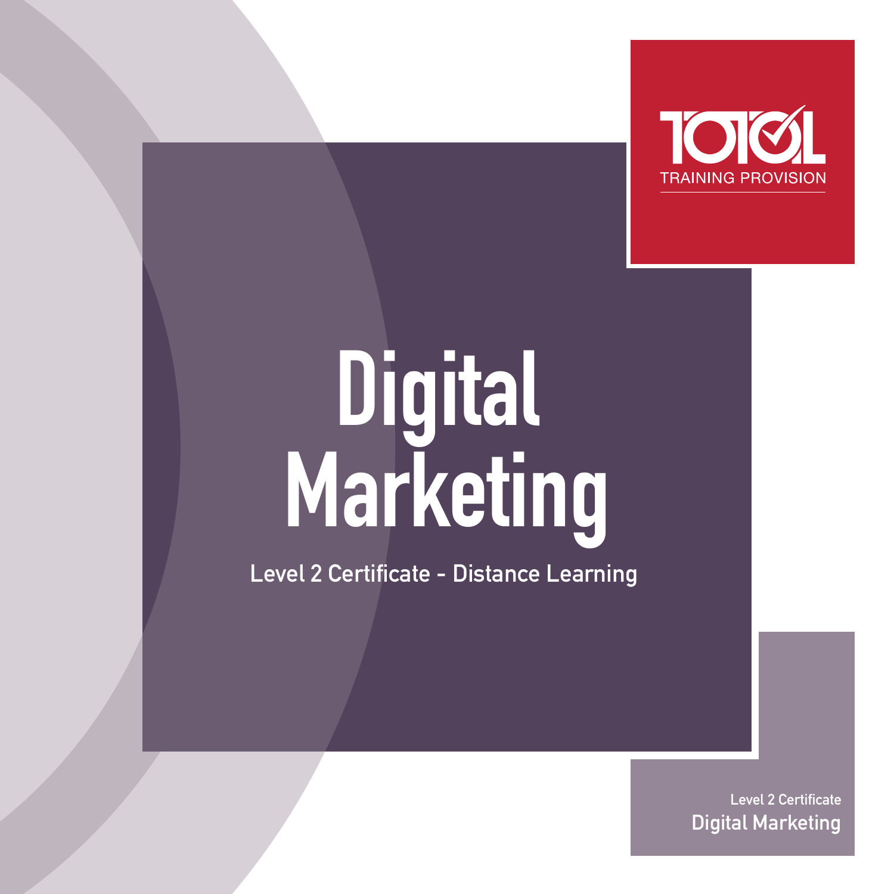TOTAL TRAINING PROVISION

# Digital Marketing

Level 2 Certificate - Distance Learning

Level 2 Certificate
Digital Marketing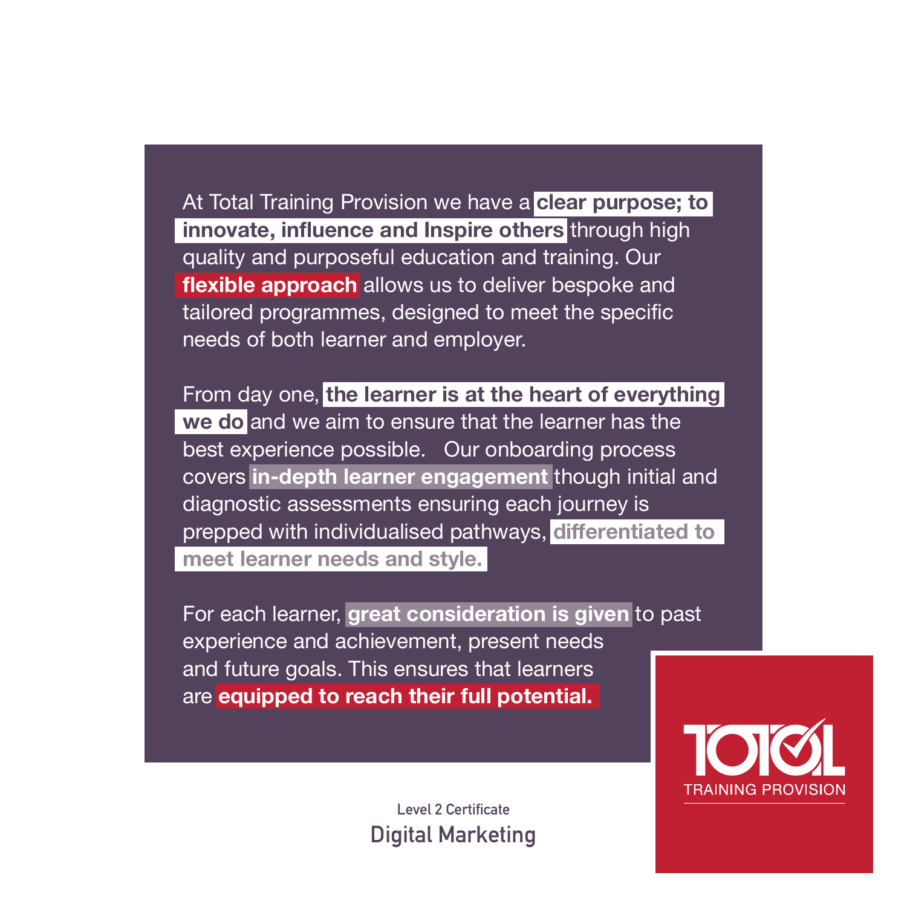At Total Training Provision we have a **clear purpose; to innovate, influence and Inspire others** through high quality and purposeful education and training. Our **flexible approach** allows us to deliver bespoke and tailored programmes, designed to meet the specific needs of both learner and employer.

From day one, **the learner is at the heart of everything we do** and we aim to ensure that the learner has the best experience possible. Our onboarding process covers **in-depth learner engagement** though initial and diagnostic assessments ensuring each journey is prepped with individualised pathways, **differentiated to meet learner needs and style.**

For each learner, **great consideration is given** to past experience and achievement, present needs and future goals. This ensures that learners are **equipped to reach their full potential.**

TOTAL TRAINING PROVISION

Level 2 Certificate

Digital Marketing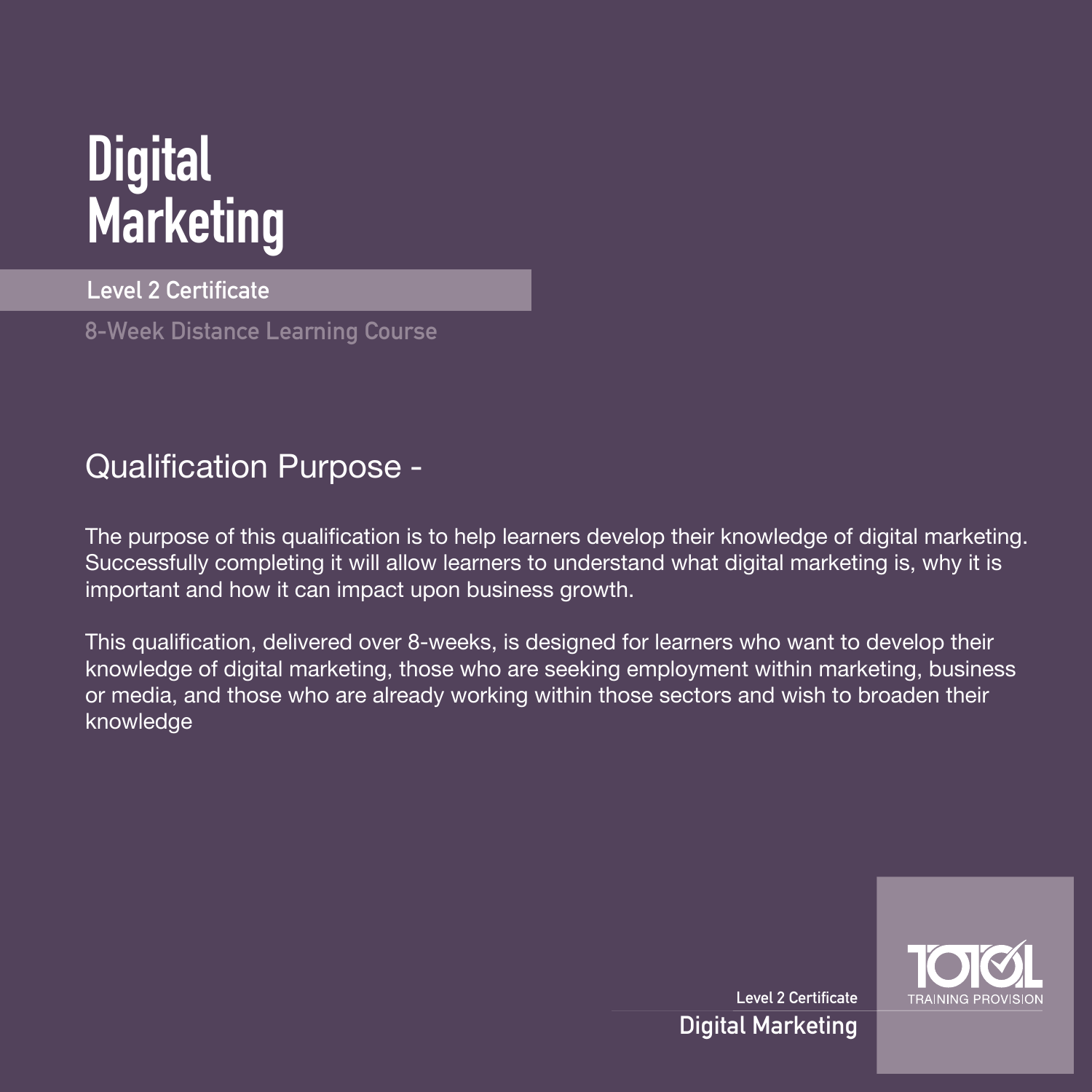# Digital Marketing

**Level 2 Certificate**

8-Week Distance Learning Course

## Qualification Purpose -

The purpose of this qualification is to help learners develop their knowledge of digital marketing. Successfully completing it will allow learners to understand what digital marketing is, why it is important and how it can impact upon business growth.

This qualification, delivered over 8-weeks, is designed for learners who want to develop their knowledge of digital marketing, those who are seeking employment within marketing, business or media, and those who are already working within those sectors and wish to broaden their knowledge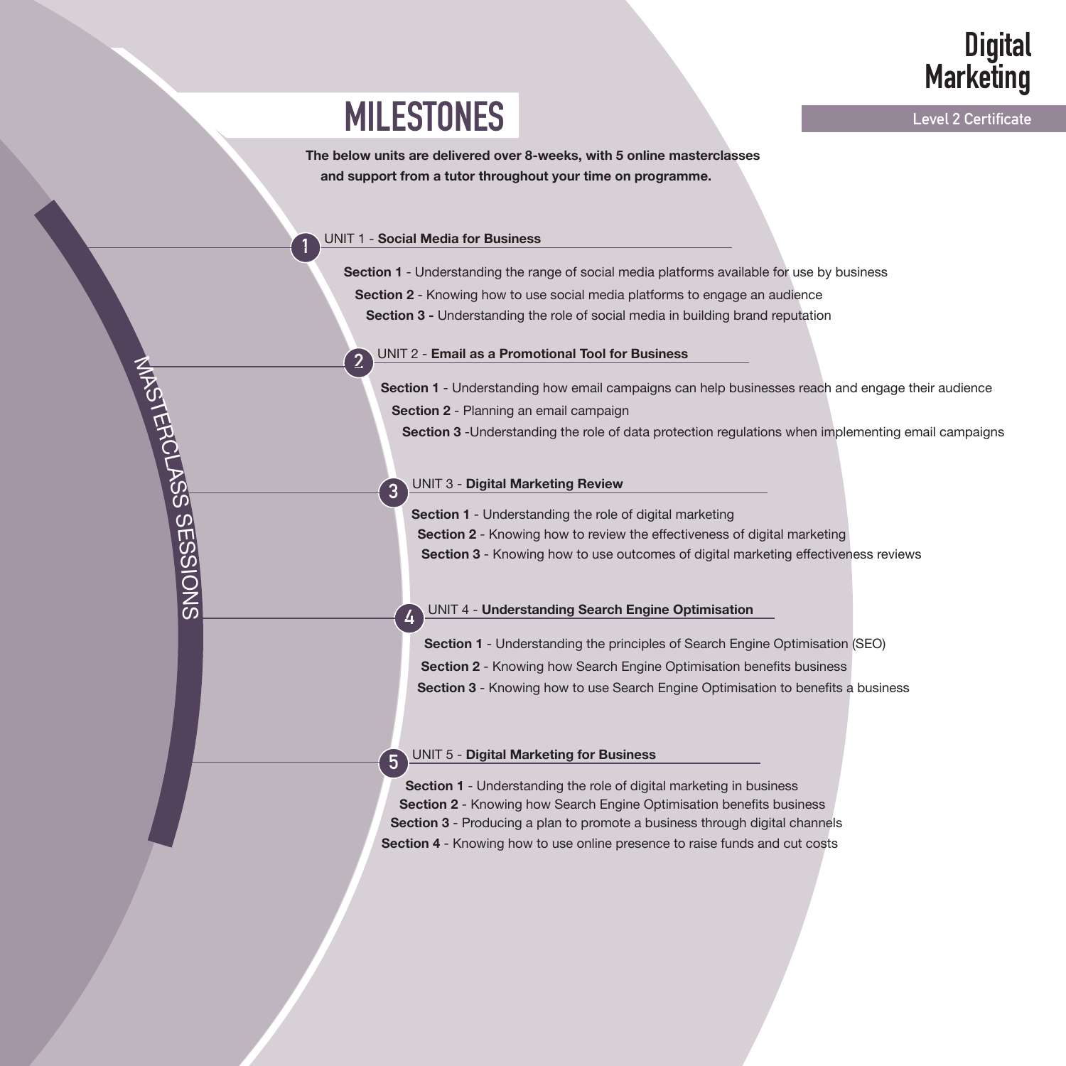# Digital Marketing

Level 2 Certificate

## MILESTONES

**The below units are delivered over 8-weeks, with 5 online masterclasses and support from a tutor throughout your time on programme.**

MASTERCLASS SESSIONS

### 1 UNIT 1 - **Social Media for Business**

**Section 1** - Understanding the range of social media platforms available for use by business

**Section 2** - Knowing how to use social media platforms to engage an audience

**Section 3 -** Understanding the role of social media in building brand reputation

### 2 UNIT 2 - **Email as a Promotional Tool for Business**

**Section 1** - Understanding how email campaigns can help businesses reach and engage their audience

**Section 2** - Planning an email campaign

**Section 3** -Understanding the role of data protection regulations when implementing email campaigns

### 3 UNIT 3 - **Digital Marketing Review**

**Section 1** - Understanding the role of digital marketing

**Section 2** - Knowing how to review the effectiveness of digital marketing

**Section 3** - Knowing how to use outcomes of digital marketing effectiveness reviews

### 4 UNIT 4 - **Understanding Search Engine Optimisation**

**Section 1** - Understanding the principles of Search Engine Optimisation (SEO)

**Section 2** - Knowing how Search Engine Optimisation benefits business

**Section 3** - Knowing how to use Search Engine Optimisation to benefits a business

### 5 UNIT 5 - **Digital Marketing for Business**

**Section 1** - Understanding the role of digital marketing in business

**Section 2** - Knowing how Search Engine Optimisation benefits business

**Section 3** - Producing a plan to promote a business through digital channels

**Section 4** - Knowing how to use online presence to raise funds and cut costs